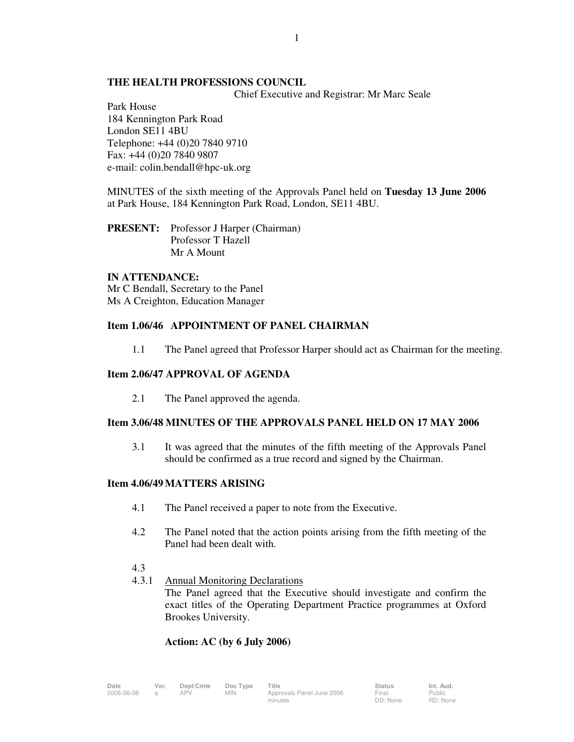**THE HEALTH PROFESSIONS COUNCIL**

Chief Executive and Registrar: Mr Marc Seale

Park House
184 Kennington Park Road
London SE11 4BU
Telephone: +44 (0)20 7840 9710
Fax: +44 (0)20 7840 9807
e-mail: colin.bendall@hpc-uk.org

MINUTES of the sixth meeting of the Approvals Panel held on **Tuesday 13 June 2006** at Park House, 184 Kennington Park Road, London, SE11 4BU.

**PRESENT:** Professor J Harper (Chairman)
Professor T Hazell
Mr A Mount

**IN ATTENDANCE:**
Mr C Bendall, Secretary to the Panel
Ms A Creighton, Education Manager

### Item 1.06/46 APPOINTMENT OF PANEL CHAIRMAN

1.1 The Panel agreed that Professor Harper should act as Chairman for the meeting.

### Item 2.06/47 APPROVAL OF AGENDA

2.1 The Panel approved the agenda.

### Item 3.06/48 MINUTES OF THE APPROVALS PANEL HELD ON 17 MAY 2006

3.1 It was agreed that the minutes of the fifth meeting of the Approvals Panel should be confirmed as a true record and signed by the Chairman.

### Item 4.06/49 MATTERS ARISING

4.1 The Panel received a paper to note from the Executive.

4.2 The Panel noted that the action points arising from the fifth meeting of the Panel had been dealt with.

4.3

4.3.1 Annual Monitoring Declarations

The Panel agreed that the Executive should investigate and confirm the exact titles of the Operating Department Practice programmes at Oxford Brookes University.

**Action: AC (by 6 July 2006)**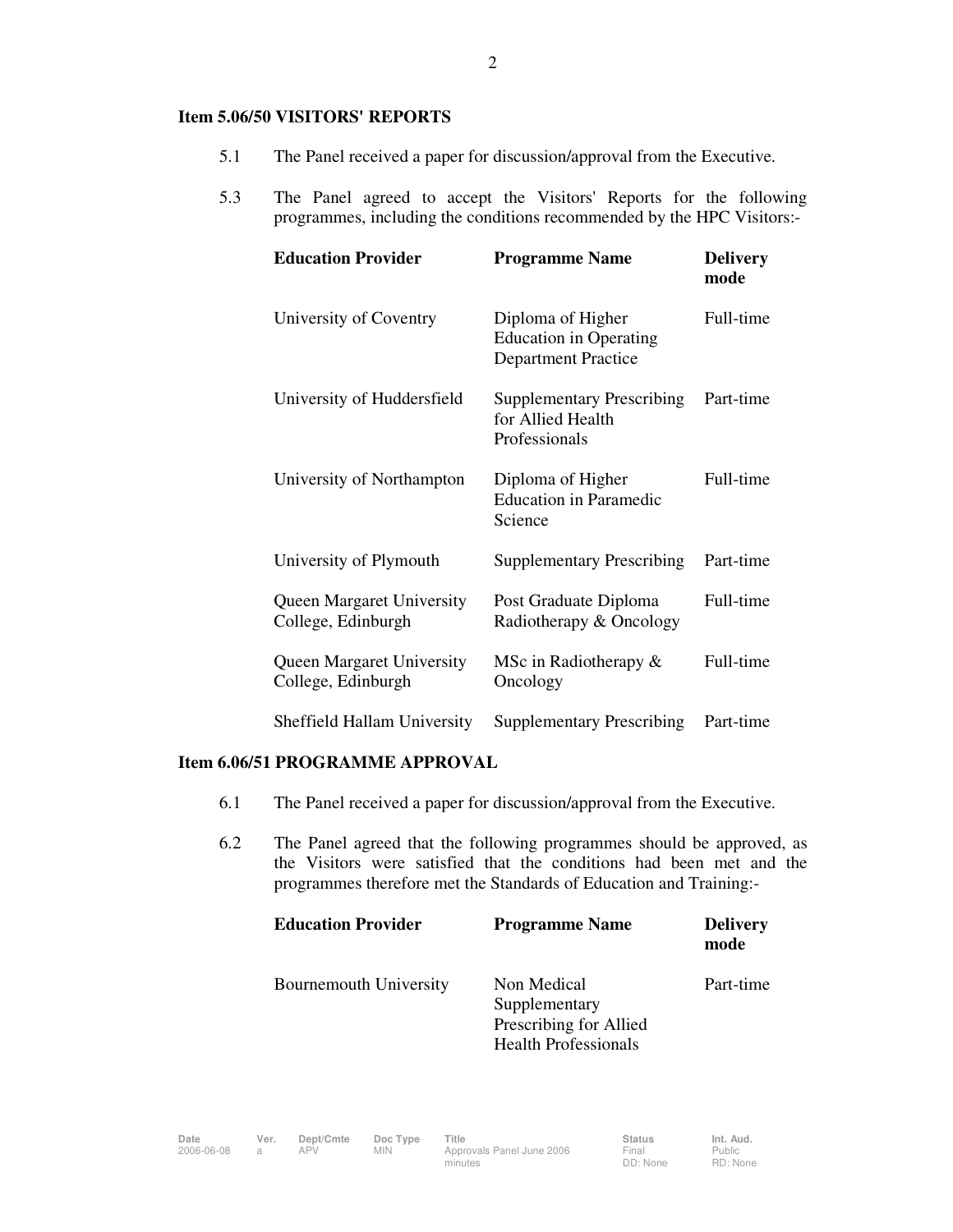**Item 5.06/50 VISITORS' REPORTS**

5.1 The Panel received a paper for discussion/approval from the Executive.

5.3 The Panel agreed to accept the Visitors' Reports for the following programmes, including the conditions recommended by the HPC Visitors:-

| Education Provider | Programme Name | Delivery mode |
|---|---|---|
| University of Coventry | Diploma of Higher Education in Operating Department Practice | Full-time |
| University of Huddersfield | Supplementary Prescribing for Allied Health Professionals | Part-time |
| University of Northampton | Diploma of Higher Education in Paramedic Science | Full-time |
| University of Plymouth | Supplementary Prescribing | Part-time |
| Queen Margaret University College, Edinburgh | Post Graduate Diploma Radiotherapy & Oncology | Full-time |
| Queen Margaret University College, Edinburgh | MSc in Radiotherapy & Oncology | Full-time |
| Sheffield Hallam University | Supplementary Prescribing | Part-time |

**Item 6.06/51 PROGRAMME APPROVAL**

6.1 The Panel received a paper for discussion/approval from the Executive.

6.2 The Panel agreed that the following programmes should be approved, as the Visitors were satisfied that the conditions had been met and the programmes therefore met the Standards of Education and Training:-

| Education Provider | Programme Name | Delivery mode |
|---|---|---|
| Bournemouth University | Non Medical Supplementary Prescribing for Allied Health Professionals | Part-time |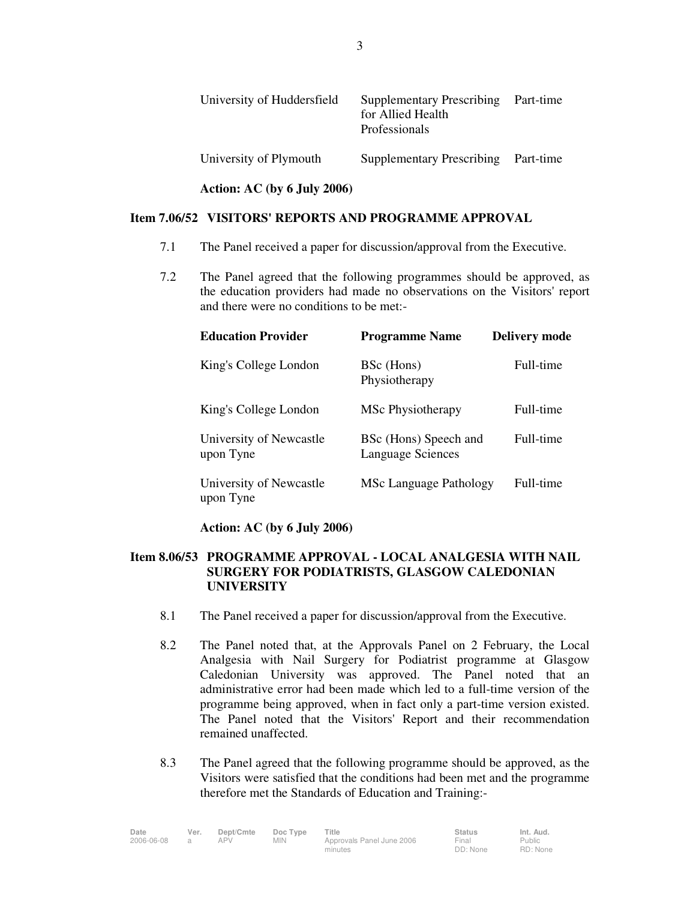| | | |
|---|---|---|
| University of Huddersfield | Supplementary Prescribing for Allied Health Professionals | Part-time |
| University of Plymouth | Supplementary Prescribing | Part-time |

**Action: AC (by 6 July 2006)**

**Item 7.06/52 VISITORS' REPORTS AND PROGRAMME APPROVAL**

7.1 The Panel received a paper for discussion/approval from the Executive.

7.2 The Panel agreed that the following programmes should be approved, as the education providers had made no observations on the Visitors' report and there were no conditions to be met:-

| **Education Provider** | **Programme Name** | **Delivery mode** |
|---|---|---|
| King's College London | BSc (Hons) Physiotherapy | Full-time |
| King's College London | MSc Physiotherapy | Full-time |
| University of Newcastle upon Tyne | BSc (Hons) Speech and Language Sciences | Full-time |
| University of Newcastle upon Tyne | MSc Language Pathology | Full-time |

**Action: AC (by 6 July 2006)**

**Item 8.06/53 PROGRAMME APPROVAL - LOCAL ANALGESIA WITH NAIL SURGERY FOR PODIATRISTS, GLASGOW CALEDONIAN UNIVERSITY**

8.1 The Panel received a paper for discussion/approval from the Executive.

8.2 The Panel noted that, at the Approvals Panel on 2 February, the Local Analgesia with Nail Surgery for Podiatrist programme at Glasgow Caledonian University was approved. The Panel noted that an administrative error had been made which led to a full-time version of the programme being approved, when in fact only a part-time version existed. The Panel noted that the Visitors' Report and their recommendation remained unaffected.

8.3 The Panel agreed that the following programme should be approved, as the Visitors were satisfied that the conditions had been met and the programme therefore met the Standards of Education and Training:-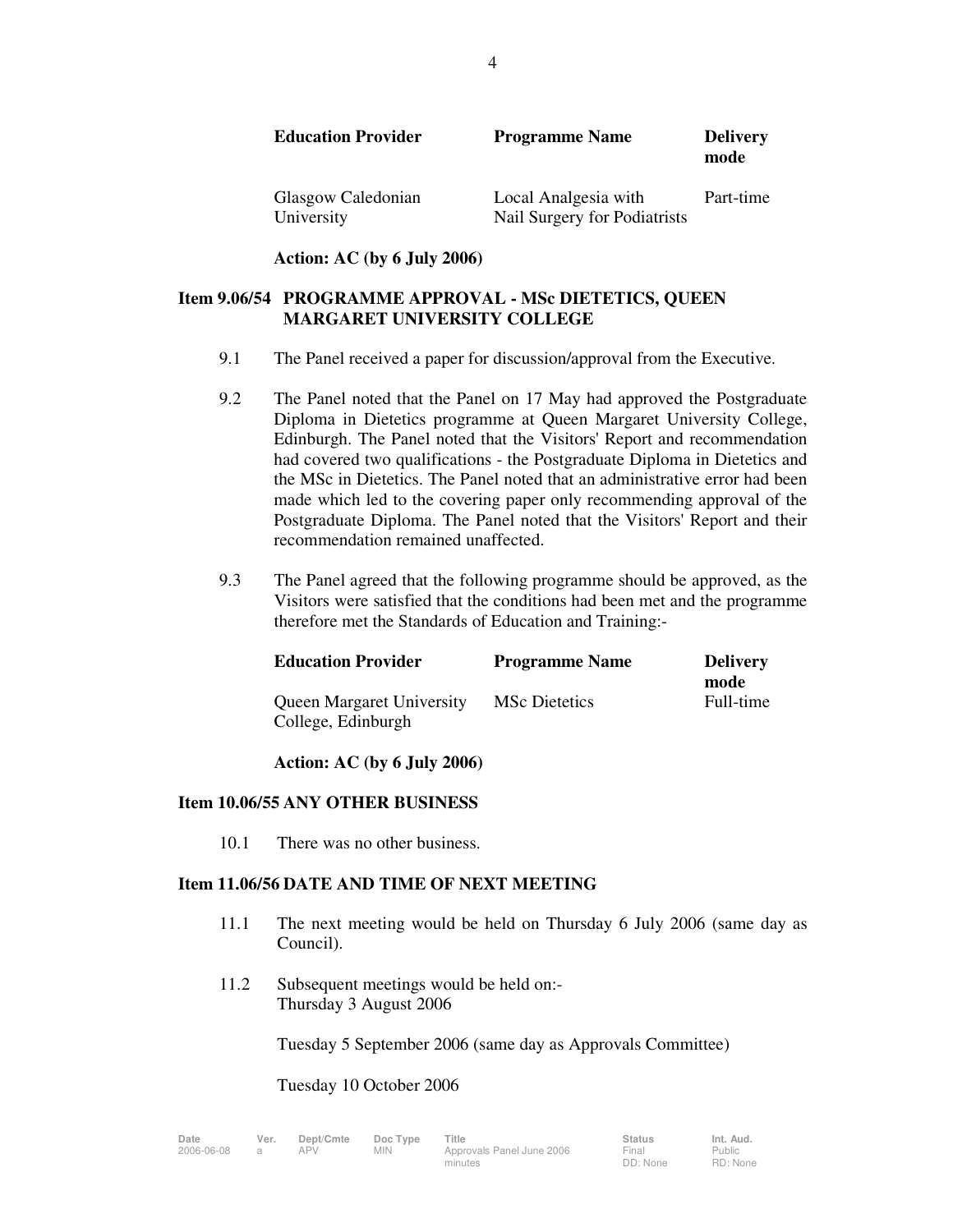| Education Provider | Programme Name | Delivery mode |
| --- | --- | --- |
| Glasgow Caledonian University | Local Analgesia with Nail Surgery for Podiatrists | Part-time |

**Action: AC (by 6 July 2006)**

**Item 9.06/54 PROGRAMME APPROVAL - MSc DIETETICS, QUEEN MARGARET UNIVERSITY COLLEGE**

9.1 The Panel received a paper for discussion/approval from the Executive.

9.2 The Panel noted that the Panel on 17 May had approved the Postgraduate Diploma in Dietetics programme at Queen Margaret University College, Edinburgh. The Panel noted that the Visitors' Report and recommendation had covered two qualifications - the Postgraduate Diploma in Dietetics and the MSc in Dietetics. The Panel noted that an administrative error had been made which led to the covering paper only recommending approval of the Postgraduate Diploma. The Panel noted that the Visitors' Report and their recommendation remained unaffected.

9.3 The Panel agreed that the following programme should be approved, as the Visitors were satisfied that the conditions had been met and the programme therefore met the Standards of Education and Training:-

| Education Provider | Programme Name | Delivery mode |
| --- | --- | --- |
| Queen Margaret University College, Edinburgh | MSc Dietetics | Full-time |

**Action: AC (by 6 July 2006)**

**Item 10.06/55 ANY OTHER BUSINESS**

10.1 There was no other business.

**Item 11.06/56 DATE AND TIME OF NEXT MEETING**

11.1 The next meeting would be held on Thursday 6 July 2006 (same day as Council).

11.2 Subsequent meetings would be held on:-
Thursday 3 August 2006

Tuesday 5 September 2006 (same day as Approvals Committee)

Tuesday 10 October 2006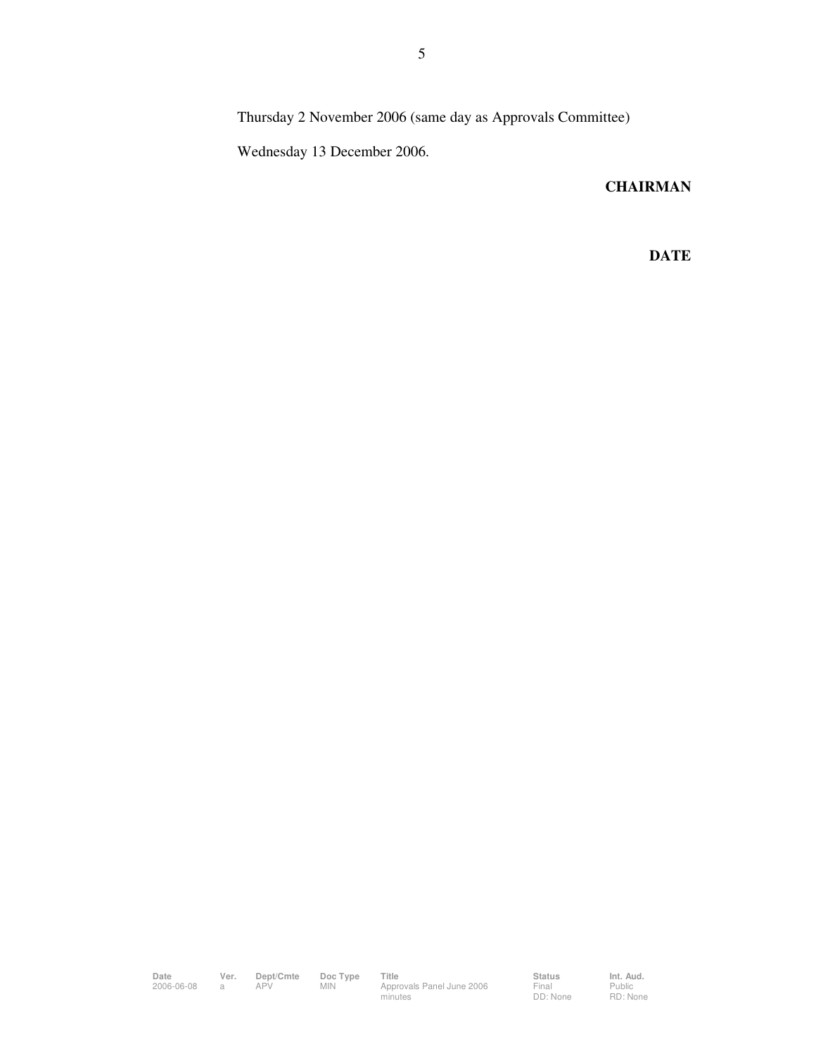Thursday 2 November 2006 (same day as Approvals Committee)

Wednesday 13 December 2006.

**CHAIRMAN**

**DATE**